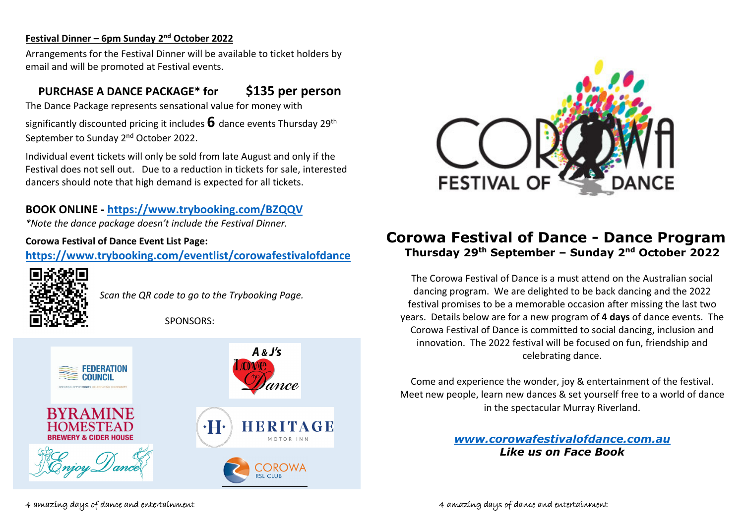**Festival Dinner – 6pm Sunday 2nd October 2022**

Arrangements for the Festival Dinner will be available to ticket holders by email and will be promoted at Festival events.

**PURCHASE A DANCE PACKAGE\* for $135 per person**

The Dance Package represents sensational value for money with significantly discounted pricing it includes **6** dance events Thursday 29th September to Sunday 2nd October 2022.

Individual event tickets will only be sold from late August and only if the Festival does not sell out. Due to a reduction in tickets for sale, interested dancers should note that high demand is expected for all tickets.

**BOOK ONLINE - https://www.trybooking.com/BZQQV**

*\*Note the dance package doesn't include the Festival Dinner.*

**Corowa Festival of Dance Event List Page:**

**https://www.trybooking.com/eventlist/corowafestivalofdance**

*Scan the QR code to go to the Trybooking Page.*

SPONSORS:

FEDERATION COUNCIL

A & J's Love to Dance

BYRAMINE HOMESTEAD BREWERY & CIDER HOUSE

HERITAGE MOTOR INN

Enjoy Dance

COROWA RSL CLUB

COROWA FESTIVAL OF DANCE

# Corowa Festival of Dance - Dance Program

## Thursday 29th September – Sunday 2nd October 2022

The Corowa Festival of Dance is a must attend on the Australian social dancing program. We are delighted to be back dancing and the 2022 festival promises to be a memorable occasion after missing the last two years. Details below are for a new program of **4 days** of dance events. The Corowa Festival of Dance is committed to social dancing, inclusion and innovation. The 2022 festival will be focused on fun, friendship and celebrating dance.

Come and experience the wonder, joy & entertainment of the festival. Meet new people, learn new dances & set yourself free to a world of dance in the spectacular Murray Riverland.

***www.corowafestivalofdance.com.au***

***Like us on Face Book***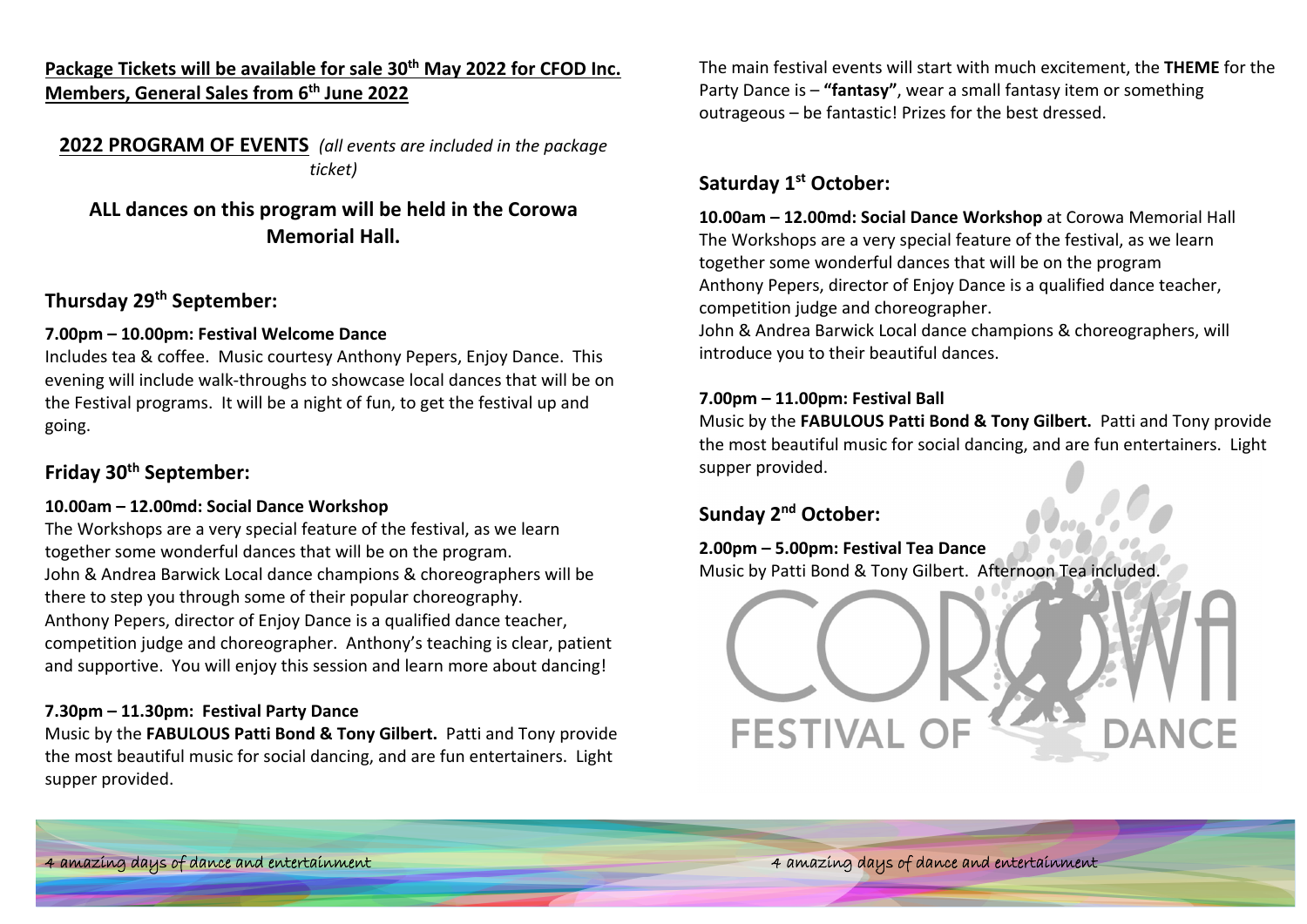**Package Tickets will be available for sale 30th May 2022 for CFOD Inc. Members, General Sales from 6th June 2022**

**2022 PROGRAM OF EVENTS** *(all events are included in the package ticket)*

## ALL dances on this program will be held in the Corowa Memorial Hall.

## Thursday 29th September:

**7.00pm – 10.00pm: Festival Welcome Dance**

Includes tea & coffee. Music courtesy Anthony Pepers, Enjoy Dance. This evening will include walk-throughs to showcase local dances that will be on the Festival programs. It will be a night of fun, to get the festival up and going.

## Friday 30th September:

**10.00am – 12.00md: Social Dance Workshop**

The Workshops are a very special feature of the festival, as we learn together some wonderful dances that will be on the program.
John & Andrea Barwick Local dance champions & choreographers will be there to step you through some of their popular choreography.
Anthony Pepers, director of Enjoy Dance is a qualified dance teacher, competition judge and choreographer. Anthony's teaching is clear, patient and supportive. You will enjoy this session and learn more about dancing!

**7.30pm – 11.30pm: Festival Party Dance**

Music by the **FABULOUS Patti Bond & Tony Gilbert.** Patti and Tony provide the most beautiful music for social dancing, and are fun entertainers. Light supper provided.

The main festival events will start with much excitement, the **THEME** for the Party Dance is – **"fantasy"**, wear a small fantasy item or something outrageous – be fantastic! Prizes for the best dressed.

## Saturday 1st October:

**10.00am – 12.00md: Social Dance Workshop** at Corowa Memorial Hall

The Workshops are a very special feature of the festival, as we learn together some wonderful dances that will be on the program
Anthony Pepers, director of Enjoy Dance is a qualified dance teacher, competition judge and choreographer.
John & Andrea Barwick Local dance champions & choreographers, will introduce you to their beautiful dances.

**7.00pm – 11.00pm: Festival Ball**

Music by the **FABULOUS Patti Bond & Tony Gilbert.** Patti and Tony provide the most beautiful music for social dancing, and are fun entertainers. Light supper provided.

## Sunday 2nd October:

**2.00pm – 5.00pm: Festival Tea Dance**

Music by Patti Bond & Tony Gilbert. Afternoon Tea included.

CORОWA FESTIVAL OF DANCE

4 amazing days of dance and entertainment